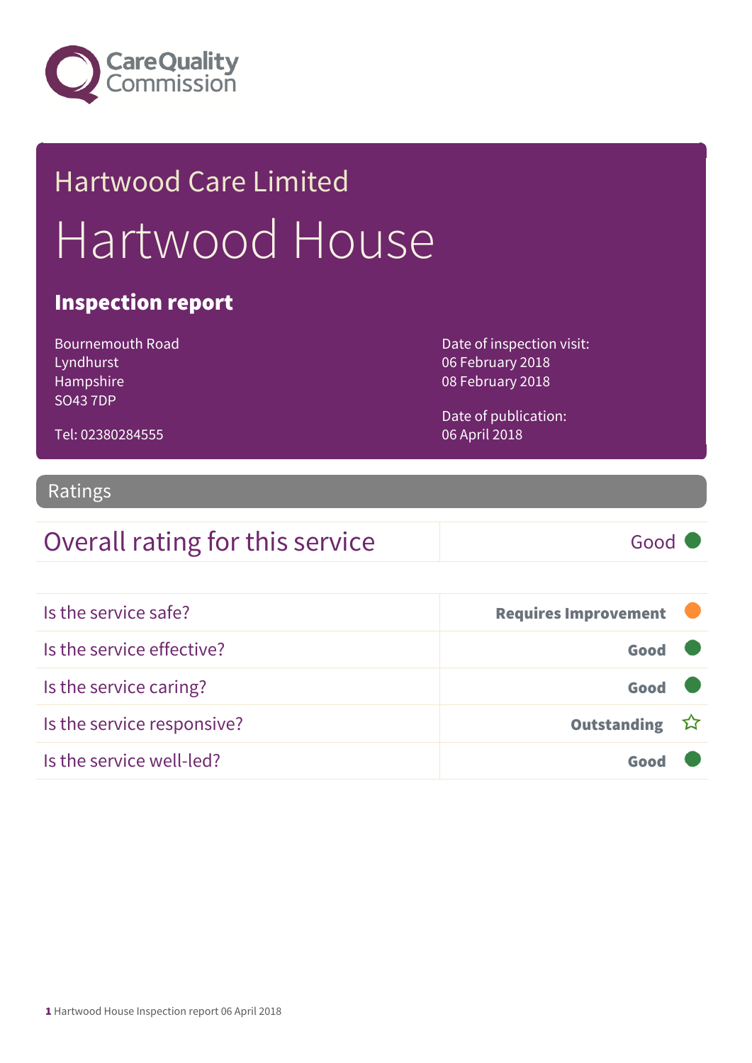Care Quality Commission

# Hartwood Care Limited

# Hartwood House

## Inspection report

Bournemouth Road
Lyndhurst
Hampshire
SO43 7DP

Tel: 02380284555

Date of inspection visit:
06 February 2018
08 February 2018

Date of publication:
06 April 2018

## Ratings

| Overall rating for this service | Good |
|---|---|

| | |
|---|---|
| Is the service safe? | **Requires Improvement** |
| Is the service effective? | **Good** |
| Is the service caring? | **Good** |
| Is the service responsive? | **Outstanding** |
| Is the service well-led? | **Good** |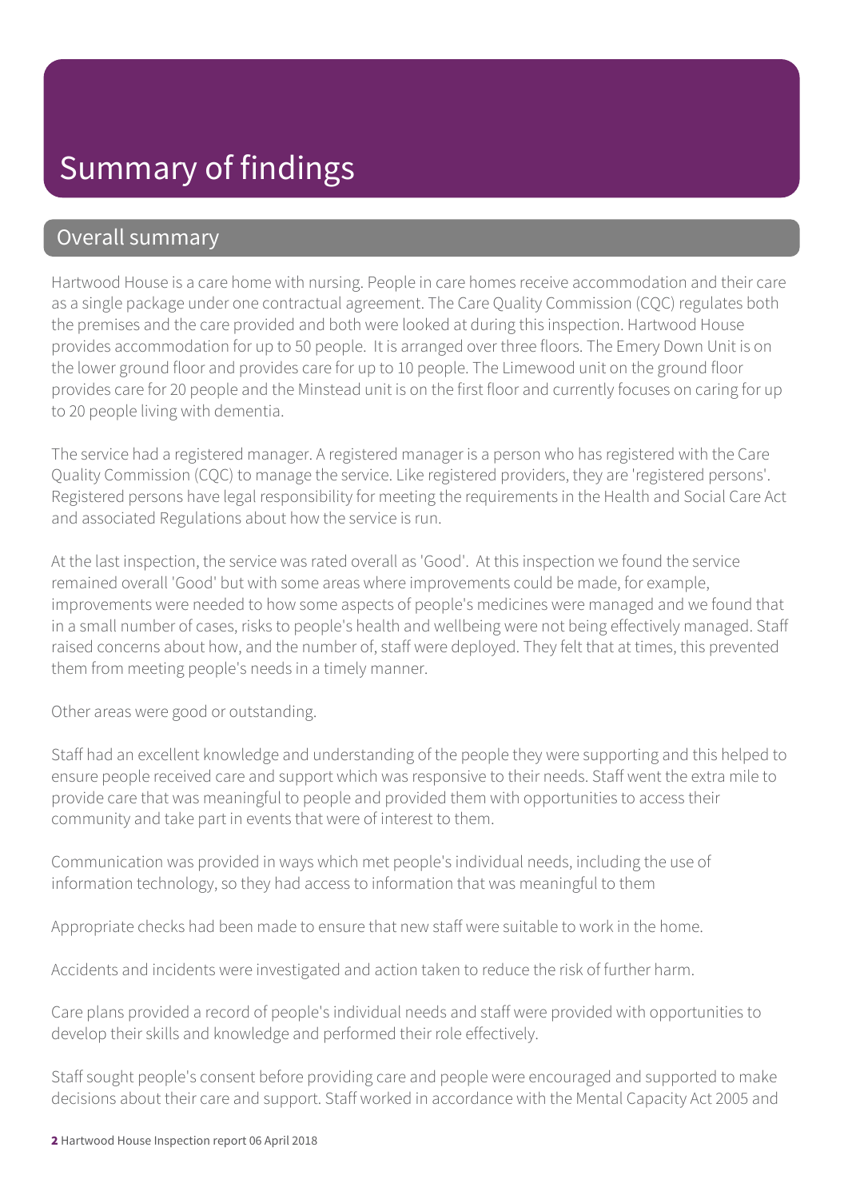# Summary of findings

## Overall summary

Hartwood House is a care home with nursing. People in care homes receive accommodation and their care as a single package under one contractual agreement. The Care Quality Commission (CQC) regulates both the premises and the care provided and both were looked at during this inspection. Hartwood House provides accommodation for up to 50 people. It is arranged over three floors. The Emery Down Unit is on the lower ground floor and provides care for up to 10 people. The Limewood unit on the ground floor provides care for 20 people and the Minstead unit is on the first floor and currently focuses on caring for up to 20 people living with dementia.

The service had a registered manager. A registered manager is a person who has registered with the Care Quality Commission (CQC) to manage the service. Like registered providers, they are 'registered persons'. Registered persons have legal responsibility for meeting the requirements in the Health and Social Care Act and associated Regulations about how the service is run.

At the last inspection, the service was rated overall as 'Good'. At this inspection we found the service remained overall 'Good' but with some areas where improvements could be made, for example, improvements were needed to how some aspects of people's medicines were managed and we found that in a small number of cases, risks to people's health and wellbeing were not being effectively managed. Staff raised concerns about how, and the number of, staff were deployed. They felt that at times, this prevented them from meeting people's needs in a timely manner.

Other areas were good or outstanding.

Staff had an excellent knowledge and understanding of the people they were supporting and this helped to ensure people received care and support which was responsive to their needs. Staff went the extra mile to provide care that was meaningful to people and provided them with opportunities to access their community and take part in events that were of interest to them.

Communication was provided in ways which met people's individual needs, including the use of information technology, so they had access to information that was meaningful to them

Appropriate checks had been made to ensure that new staff were suitable to work in the home.

Accidents and incidents were investigated and action taken to reduce the risk of further harm.

Care plans provided a record of people's individual needs and staff were provided with opportunities to develop their skills and knowledge and performed their role effectively.

Staff sought people's consent before providing care and people were encouraged and supported to make decisions about their care and support. Staff worked in accordance with the Mental Capacity Act 2005 and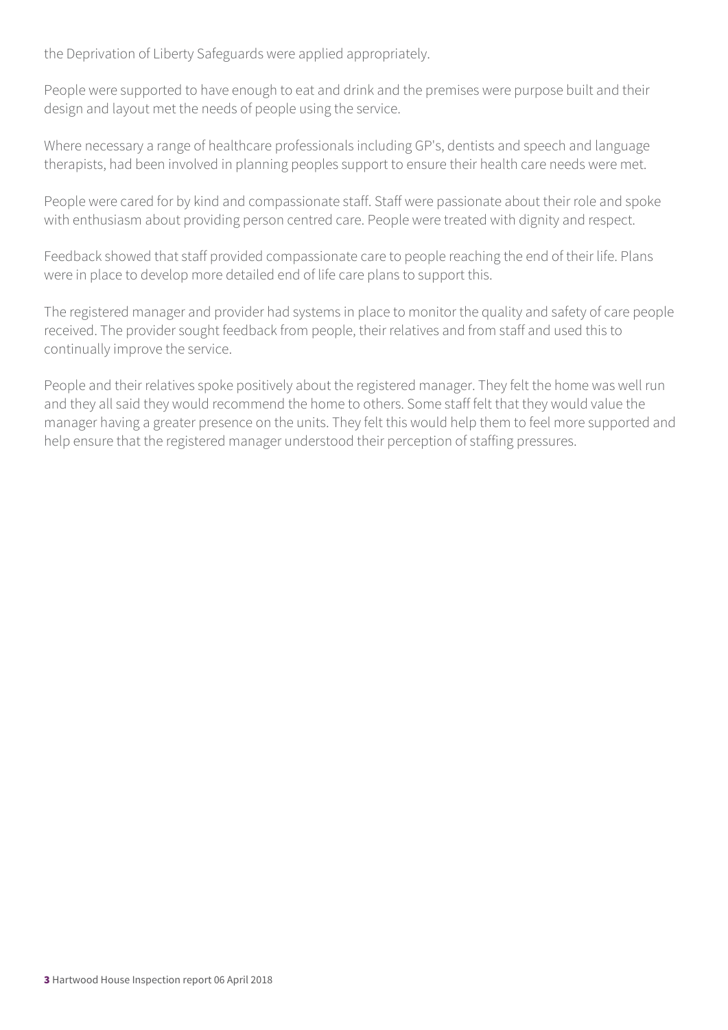the Deprivation of Liberty Safeguards were applied appropriately.

People were supported to have enough to eat and drink and the premises were purpose built and their design and layout met the needs of people using the service.

Where necessary a range of healthcare professionals including GP's, dentists and speech and language therapists, had been involved in planning peoples support to ensure their health care needs were met.

People were cared for by kind and compassionate staff. Staff were passionate about their role and spoke with enthusiasm about providing person centred care. People were treated with dignity and respect.

Feedback showed that staff provided compassionate care to people reaching the end of their life. Plans were in place to develop more detailed end of life care plans to support this.

The registered manager and provider had systems in place to monitor the quality and safety of care people received. The provider sought feedback from people, their relatives and from staff and used this to continually improve the service.

People and their relatives spoke positively about the registered manager. They felt the home was well run and they all said they would recommend the home to others. Some staff felt that they would value the manager having a greater presence on the units. They felt this would help them to feel more supported and help ensure that the registered manager understood their perception of staffing pressures.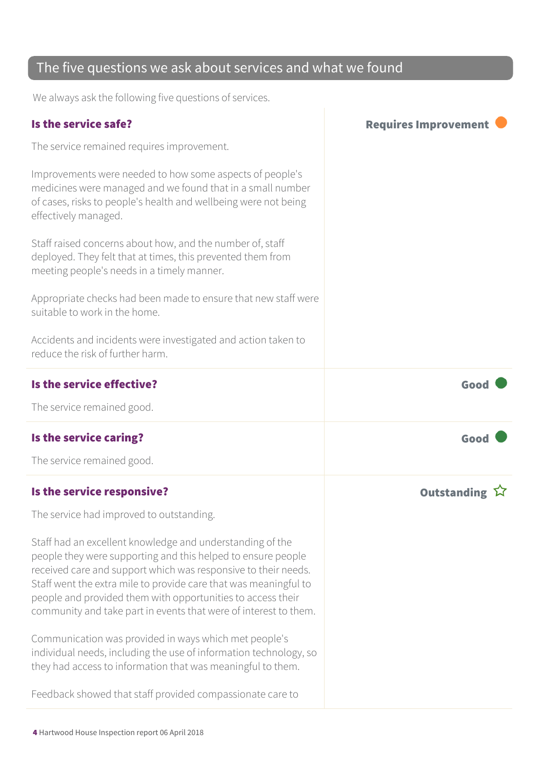## The five questions we ask about services and what we found

We always ask the following five questions of services.

### Is the service safe?

**Requires Improvement**

The service remained requires improvement.

Improvements were needed to how some aspects of people's medicines were managed and we found that in a small number of cases, risks to people's health and wellbeing were not being effectively managed.

Staff raised concerns about how, and the number of, staff deployed. They felt that at times, this prevented them from meeting people's needs in a timely manner.

Appropriate checks had been made to ensure that new staff were suitable to work in the home.

Accidents and incidents were investigated and action taken to reduce the risk of further harm.

### Is the service effective?

**Good**

The service remained good.

### Is the service caring?

**Good**

The service remained good.

### Is the service responsive?

**Outstanding**

The service had improved to outstanding.

Staff had an excellent knowledge and understanding of the people they were supporting and this helped to ensure people received care and support which was responsive to their needs. Staff went the extra mile to provide care that was meaningful to people and provided them with opportunities to access their community and take part in events that were of interest to them.

Communication was provided in ways which met people's individual needs, including the use of information technology, so they had access to information that was meaningful to them.

Feedback showed that staff provided compassionate care to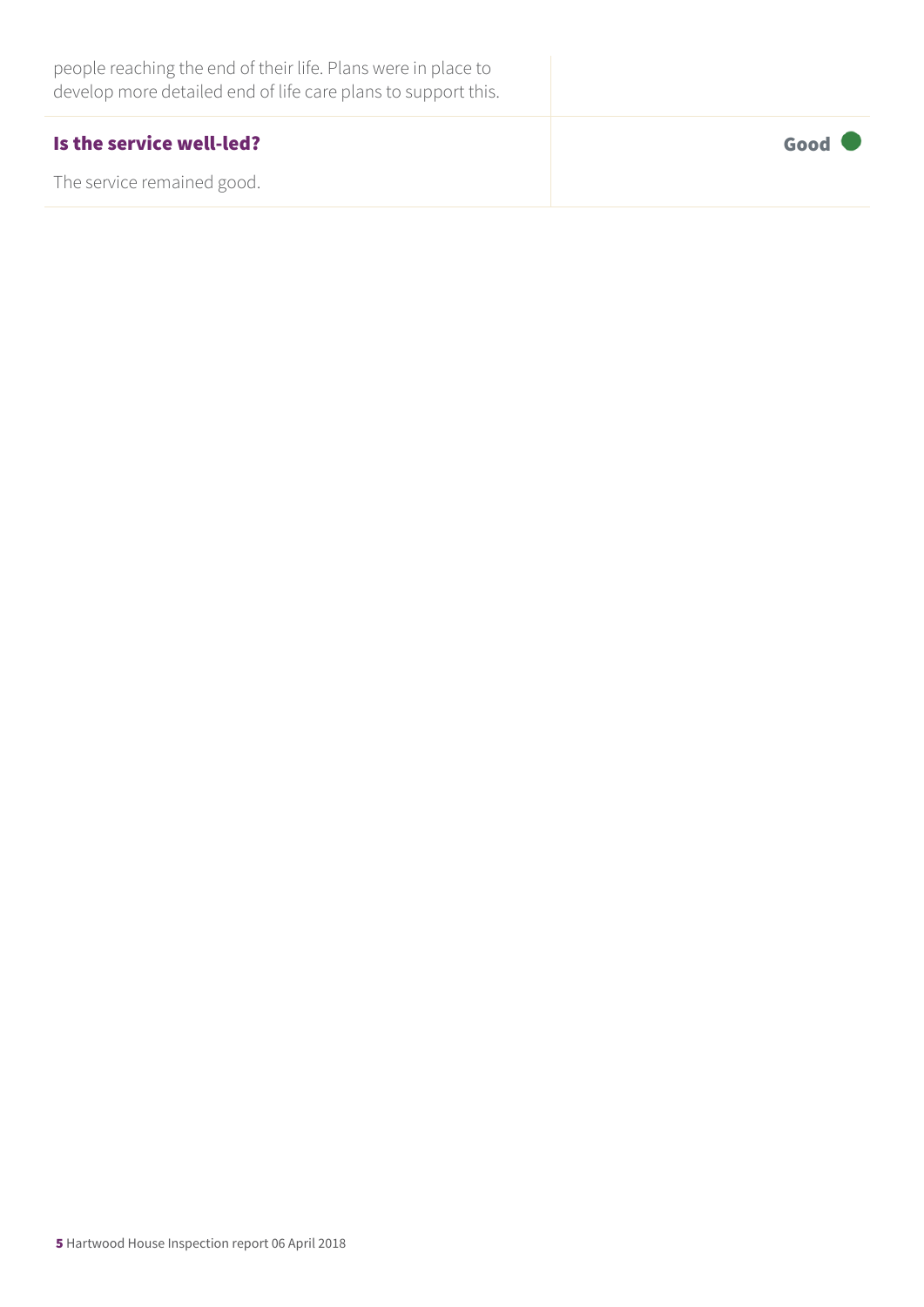people reaching the end of their life. Plans were in place to develop more detailed end of life care plans to support this.

### Is the service well-led?

**Good**

The service remained good.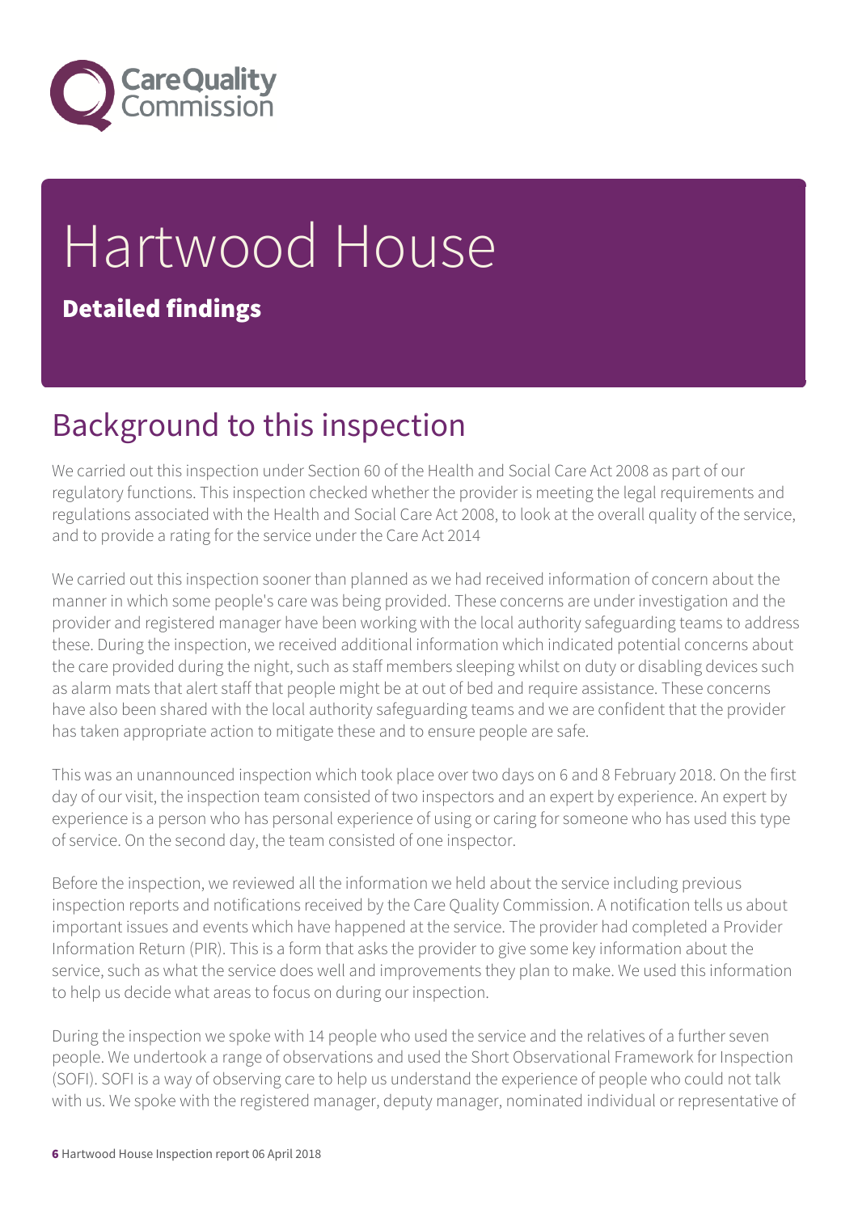# Hartwood House

**Detailed findings**

## Background to this inspection

We carried out this inspection under Section 60 of the Health and Social Care Act 2008 as part of our regulatory functions. This inspection checked whether the provider is meeting the legal requirements and regulations associated with the Health and Social Care Act 2008, to look at the overall quality of the service, and to provide a rating for the service under the Care Act 2014

We carried out this inspection sooner than planned as we had received information of concern about the manner in which some people's care was being provided. These concerns are under investigation and the provider and registered manager have been working with the local authority safeguarding teams to address these. During the inspection, we received additional information which indicated potential concerns about the care provided during the night, such as staff members sleeping whilst on duty or disabling devices such as alarm mats that alert staff that people might be at out of bed and require assistance. These concerns have also been shared with the local authority safeguarding teams and we are confident that the provider has taken appropriate action to mitigate these and to ensure people are safe.

This was an unannounced inspection which took place over two days on 6 and 8 February 2018. On the first day of our visit, the inspection team consisted of two inspectors and an expert by experience. An expert by experience is a person who has personal experience of using or caring for someone who has used this type of service. On the second day, the team consisted of one inspector.

Before the inspection, we reviewed all the information we held about the service including previous inspection reports and notifications received by the Care Quality Commission. A notification tells us about important issues and events which have happened at the service. The provider had completed a Provider Information Return (PIR). This is a form that asks the provider to give some key information about the service, such as what the service does well and improvements they plan to make. We used this information to help us decide what areas to focus on during our inspection.

During the inspection we spoke with 14 people who used the service and the relatives of a further seven people. We undertook a range of observations and used the Short Observational Framework for Inspection (SOFI). SOFI is a way of observing care to help us understand the experience of people who could not talk with us. We spoke with the registered manager, deputy manager, nominated individual or representative of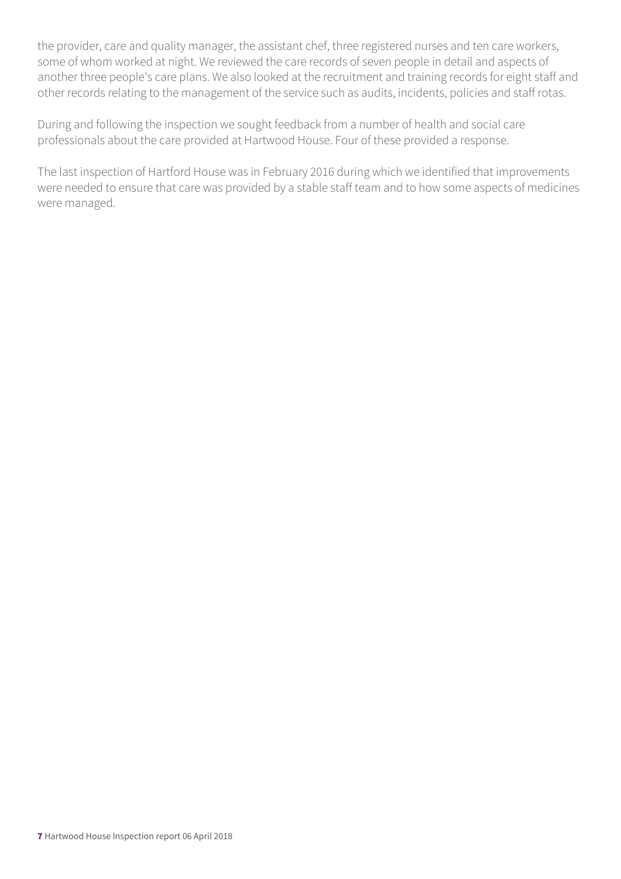the provider, care and quality manager, the assistant chef, three registered nurses and ten care workers, some of whom worked at night. We reviewed the care records of seven people in detail and aspects of another three people's care plans. We also looked at the recruitment and training records for eight staff and other records relating to the management of the service such as audits, incidents, policies and staff rotas.

During and following the inspection we sought feedback from a number of health and social care professionals about the care provided at Hartwood House. Four of these provided a response.

The last inspection of Hartford House was in February 2016 during which we identified that improvements were needed to ensure that care was provided by a stable staff team and to how some aspects of medicines were managed.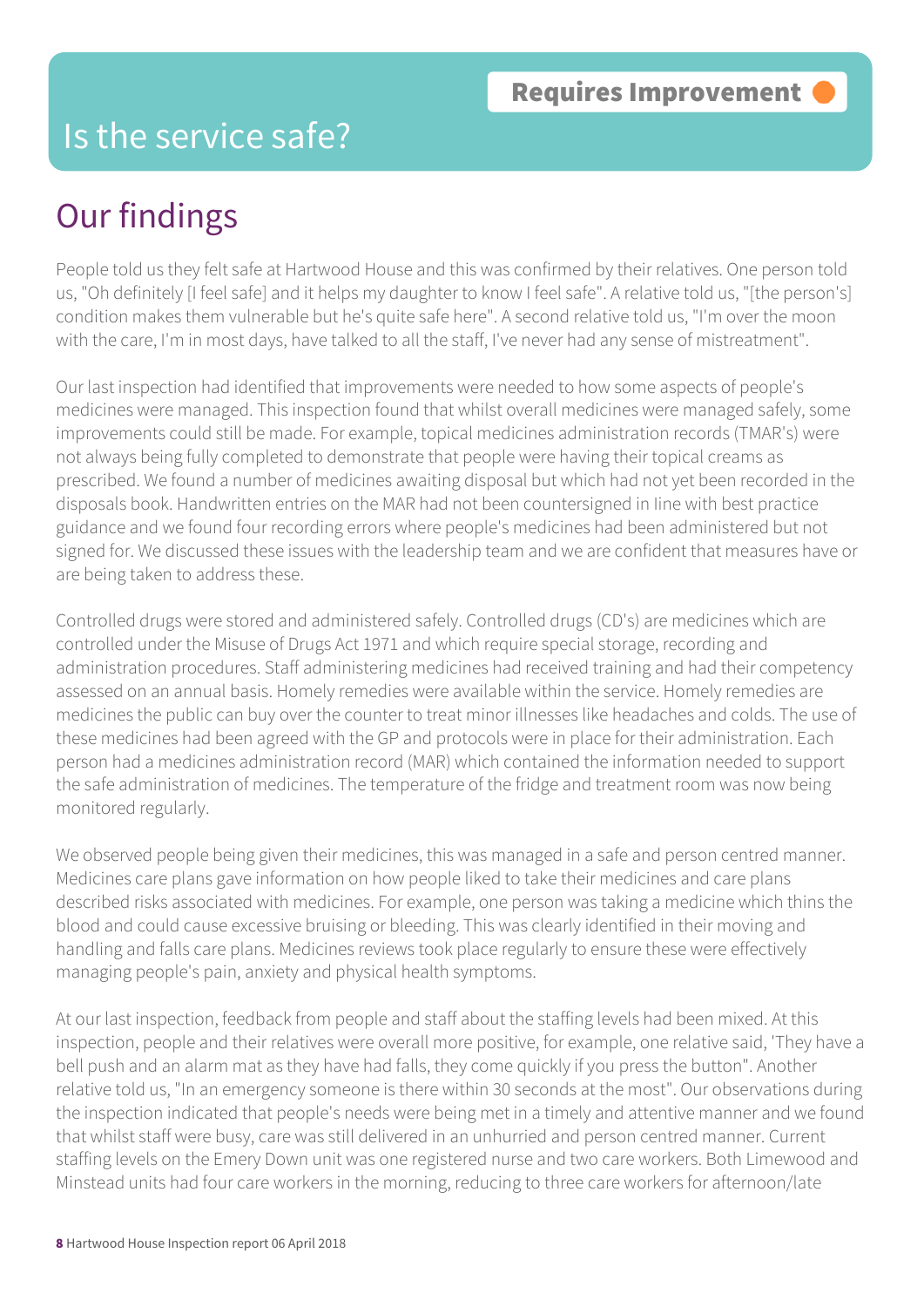Requires Improvement

# Is the service safe?

## Our findings

People told us they felt safe at Hartwood House and this was confirmed by their relatives. One person told us, "Oh definitely [I feel safe] and it helps my daughter to know I feel safe". A relative told us, "[the person's] condition makes them vulnerable but he's quite safe here". A second relative told us, "I'm over the moon with the care, I'm in most days, have talked to all the staff, I've never had any sense of mistreatment".

Our last inspection had identified that improvements were needed to how some aspects of people's medicines were managed. This inspection found that whilst overall medicines were managed safely, some improvements could still be made. For example, topical medicines administration records (TMAR's) were not always being fully completed to demonstrate that people were having their topical creams as prescribed. We found a number of medicines awaiting disposal but which had not yet been recorded in the disposals book. Handwritten entries on the MAR had not been countersigned in line with best practice guidance and we found four recording errors where people's medicines had been administered but not signed for. We discussed these issues with the leadership team and we are confident that measures have or are being taken to address these.

Controlled drugs were stored and administered safely. Controlled drugs (CD's) are medicines which are controlled under the Misuse of Drugs Act 1971 and which require special storage, recording and administration procedures. Staff administering medicines had received training and had their competency assessed on an annual basis. Homely remedies were available within the service. Homely remedies are medicines the public can buy over the counter to treat minor illnesses like headaches and colds. The use of these medicines had been agreed with the GP and protocols were in place for their administration. Each person had a medicines administration record (MAR) which contained the information needed to support the safe administration of medicines. The temperature of the fridge and treatment room was now being monitored regularly.

We observed people being given their medicines, this was managed in a safe and person centred manner. Medicines care plans gave information on how people liked to take their medicines and care plans described risks associated with medicines. For example, one person was taking a medicine which thins the blood and could cause excessive bruising or bleeding. This was clearly identified in their moving and handling and falls care plans. Medicines reviews took place regularly to ensure these were effectively managing people's pain, anxiety and physical health symptoms.

At our last inspection, feedback from people and staff about the staffing levels had been mixed. At this inspection, people and their relatives were overall more positive, for example, one relative said, 'They have a bell push and an alarm mat as they have had falls, they come quickly if you press the button". Another relative told us, "In an emergency someone is there within 30 seconds at the most". Our observations during the inspection indicated that people's needs were being met in a timely and attentive manner and we found that whilst staff were busy, care was still delivered in an unhurried and person centred manner. Current staffing levels on the Emery Down unit was one registered nurse and two care workers. Both Limewood and Minstead units had four care workers in the morning, reducing to three care workers for afternoon/late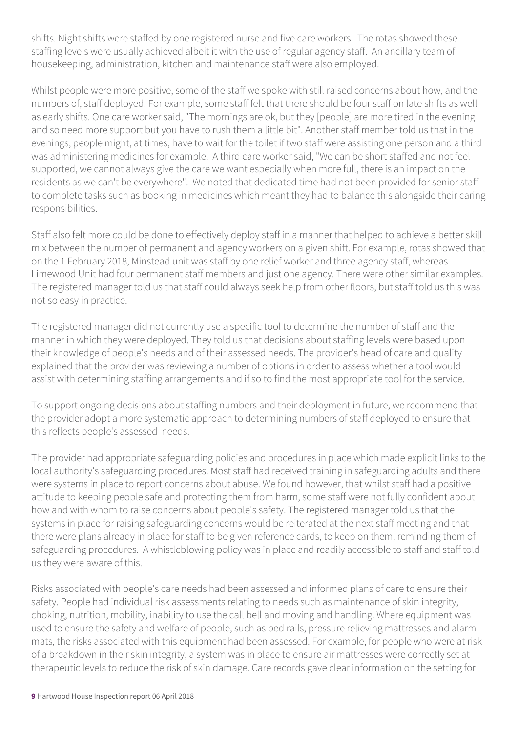shifts. Night shifts were staffed by one registered nurse and five care workers. The rotas showed these staffing levels were usually achieved albeit it with the use of regular agency staff. An ancillary team of housekeeping, administration, kitchen and maintenance staff were also employed.

Whilst people were more positive, some of the staff we spoke with still raised concerns about how, and the numbers of, staff deployed. For example, some staff felt that there should be four staff on late shifts as well as early shifts. One care worker said, "The mornings are ok, but they [people] are more tired in the evening and so need more support but you have to rush them a little bit". Another staff member told us that in the evenings, people might, at times, have to wait for the toilet if two staff were assisting one person and a third was administering medicines for example. A third care worker said, "We can be short staffed and not feel supported, we cannot always give the care we want especially when more full, there is an impact on the residents as we can't be everywhere". We noted that dedicated time had not been provided for senior staff to complete tasks such as booking in medicines which meant they had to balance this alongside their caring responsibilities.

Staff also felt more could be done to effectively deploy staff in a manner that helped to achieve a better skill mix between the number of permanent and agency workers on a given shift. For example, rotas showed that on the 1 February 2018, Minstead unit was staff by one relief worker and three agency staff, whereas Limewood Unit had four permanent staff members and just one agency. There were other similar examples. The registered manager told us that staff could always seek help from other floors, but staff told us this was not so easy in practice.

The registered manager did not currently use a specific tool to determine the number of staff and the manner in which they were deployed. They told us that decisions about staffing levels were based upon their knowledge of people's needs and of their assessed needs. The provider's head of care and quality explained that the provider was reviewing a number of options in order to assess whether a tool would assist with determining staffing arrangements and if so to find the most appropriate tool for the service.

To support ongoing decisions about staffing numbers and their deployment in future, we recommend that the provider adopt a more systematic approach to determining numbers of staff deployed to ensure that this reflects people's assessed needs.

The provider had appropriate safeguarding policies and procedures in place which made explicit links to the local authority's safeguarding procedures. Most staff had received training in safeguarding adults and there were systems in place to report concerns about abuse. We found however, that whilst staff had a positive attitude to keeping people safe and protecting them from harm, some staff were not fully confident about how and with whom to raise concerns about people's safety. The registered manager told us that the systems in place for raising safeguarding concerns would be reiterated at the next staff meeting and that there were plans already in place for staff to be given reference cards, to keep on them, reminding them of safeguarding procedures. A whistleblowing policy was in place and readily accessible to staff and staff told us they were aware of this.

Risks associated with people's care needs had been assessed and informed plans of care to ensure their safety. People had individual risk assessments relating to needs such as maintenance of skin integrity, choking, nutrition, mobility, inability to use the call bell and moving and handling. Where equipment was used to ensure the safety and welfare of people, such as bed rails, pressure relieving mattresses and alarm mats, the risks associated with this equipment had been assessed. For example, for people who were at risk of a breakdown in their skin integrity, a system was in place to ensure air mattresses were correctly set at therapeutic levels to reduce the risk of skin damage. Care records gave clear information on the setting for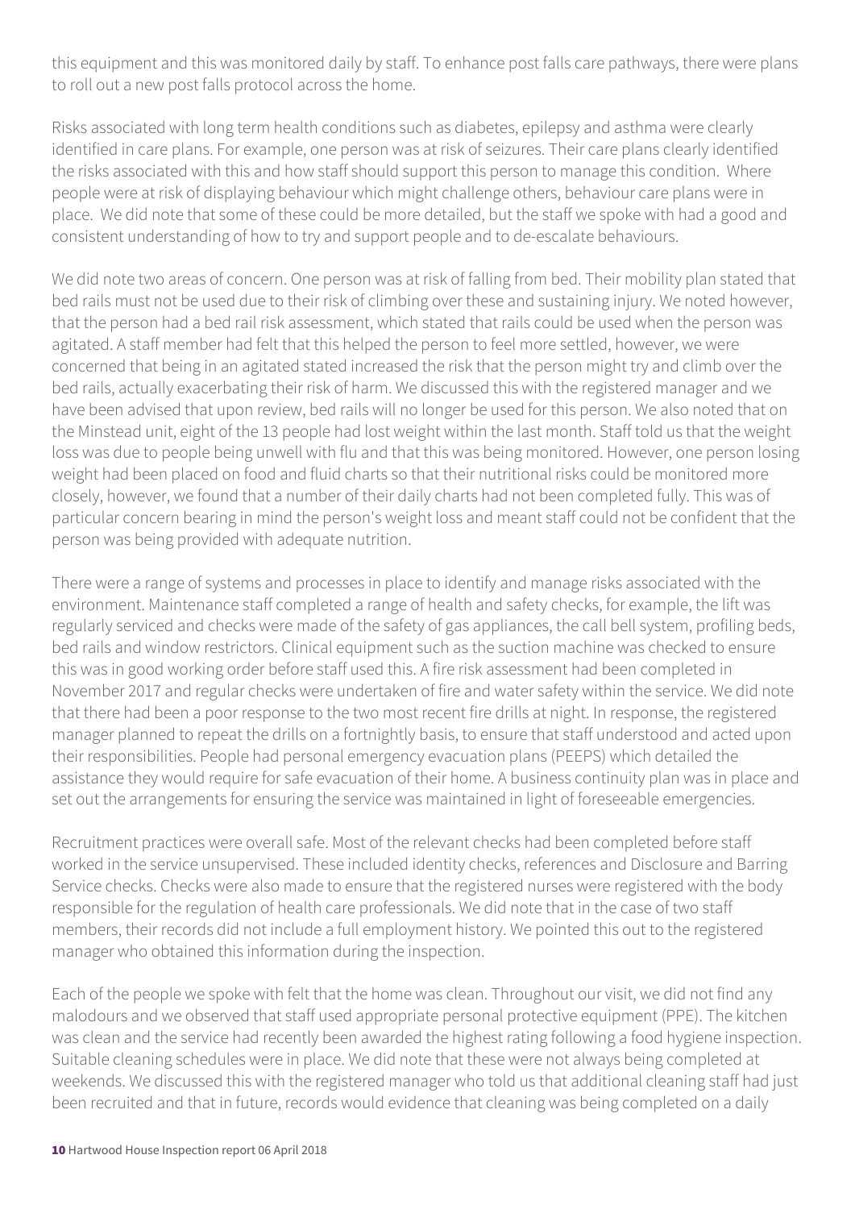this equipment and this was monitored daily by staff. To enhance post falls care pathways, there were plans to roll out a new post falls protocol across the home.

Risks associated with long term health conditions such as diabetes, epilepsy and asthma were clearly identified in care plans. For example, one person was at risk of seizures. Their care plans clearly identified the risks associated with this and how staff should support this person to manage this condition. Where people were at risk of displaying behaviour which might challenge others, behaviour care plans were in place. We did note that some of these could be more detailed, but the staff we spoke with had a good and consistent understanding of how to try and support people and to de-escalate behaviours.

We did note two areas of concern. One person was at risk of falling from bed. Their mobility plan stated that bed rails must not be used due to their risk of climbing over these and sustaining injury. We noted however, that the person had a bed rail risk assessment, which stated that rails could be used when the person was agitated. A staff member had felt that this helped the person to feel more settled, however, we were concerned that being in an agitated stated increased the risk that the person might try and climb over the bed rails, actually exacerbating their risk of harm. We discussed this with the registered manager and we have been advised that upon review, bed rails will no longer be used for this person. We also noted that on the Minstead unit, eight of the 13 people had lost weight within the last month. Staff told us that the weight loss was due to people being unwell with flu and that this was being monitored. However, one person losing weight had been placed on food and fluid charts so that their nutritional risks could be monitored more closely, however, we found that a number of their daily charts had not been completed fully. This was of particular concern bearing in mind the person's weight loss and meant staff could not be confident that the person was being provided with adequate nutrition.

There were a range of systems and processes in place to identify and manage risks associated with the environment. Maintenance staff completed a range of health and safety checks, for example, the lift was regularly serviced and checks were made of the safety of gas appliances, the call bell system, profiling beds, bed rails and window restrictors. Clinical equipment such as the suction machine was checked to ensure this was in good working order before staff used this. A fire risk assessment had been completed in November 2017 and regular checks were undertaken of fire and water safety within the service. We did note that there had been a poor response to the two most recent fire drills at night. In response, the registered manager planned to repeat the drills on a fortnightly basis, to ensure that staff understood and acted upon their responsibilities. People had personal emergency evacuation plans (PEEPS) which detailed the assistance they would require for safe evacuation of their home. A business continuity plan was in place and set out the arrangements for ensuring the service was maintained in light of foreseeable emergencies.

Recruitment practices were overall safe. Most of the relevant checks had been completed before staff worked in the service unsupervised. These included identity checks, references and Disclosure and Barring Service checks. Checks were also made to ensure that the registered nurses were registered with the body responsible for the regulation of health care professionals. We did note that in the case of two staff members, their records did not include a full employment history. We pointed this out to the registered manager who obtained this information during the inspection.

Each of the people we spoke with felt that the home was clean. Throughout our visit, we did not find any malodours and we observed that staff used appropriate personal protective equipment (PPE). The kitchen was clean and the service had recently been awarded the highest rating following a food hygiene inspection. Suitable cleaning schedules were in place. We did note that these were not always being completed at weekends. We discussed this with the registered manager who told us that additional cleaning staff had just been recruited and that in future, records would evidence that cleaning was being completed on a daily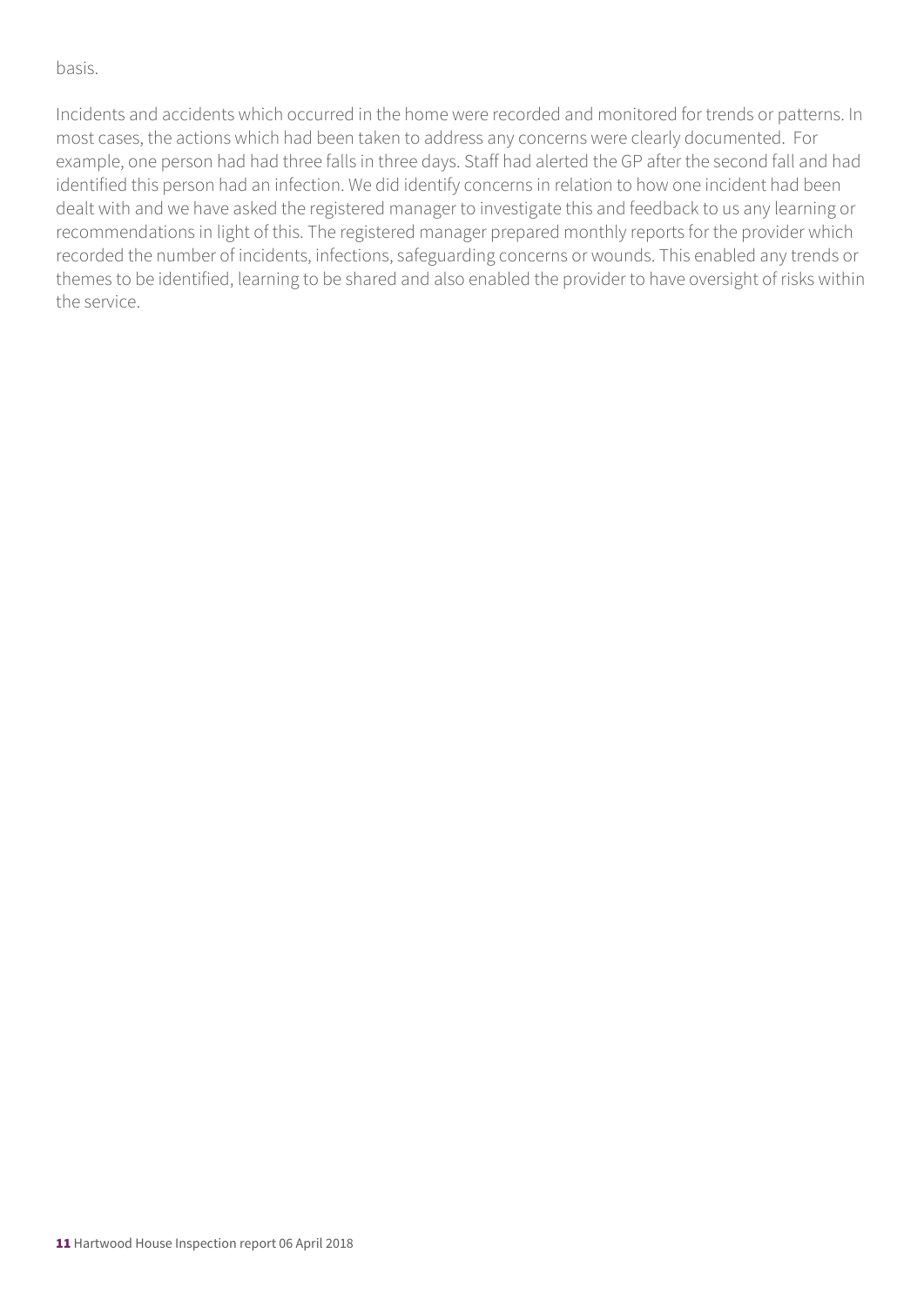basis.

Incidents and accidents which occurred in the home were recorded and monitored for trends or patterns. In most cases, the actions which had been taken to address any concerns were clearly documented. For example, one person had had three falls in three days. Staff had alerted the GP after the second fall and had identified this person had an infection. We did identify concerns in relation to how one incident had been dealt with and we have asked the registered manager to investigate this and feedback to us any learning or recommendations in light of this. The registered manager prepared monthly reports for the provider which recorded the number of incidents, infections, safeguarding concerns or wounds. This enabled any trends or themes to be identified, learning to be shared and also enabled the provider to have oversight of risks within the service.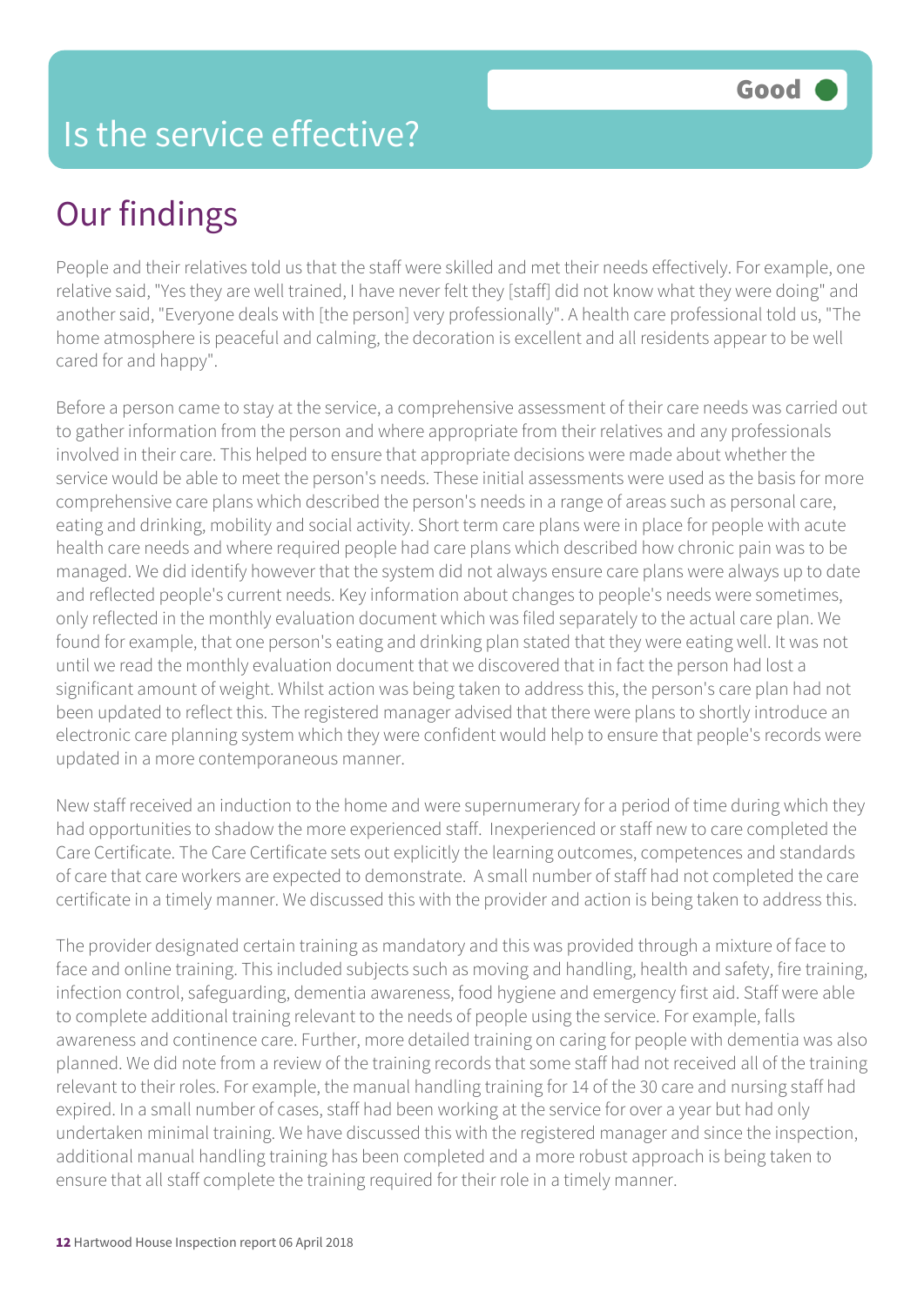# Is the service effective?

**Good**

## Our findings

People and their relatives told us that the staff were skilled and met their needs effectively. For example, one relative said, "Yes they are well trained, I have never felt they [staff] did not know what they were doing" and another said, "Everyone deals with [the person] very professionally". A health care professional told us, "The home atmosphere is peaceful and calming, the decoration is excellent and all residents appear to be well cared for and happy".

Before a person came to stay at the service, a comprehensive assessment of their care needs was carried out to gather information from the person and where appropriate from their relatives and any professionals involved in their care. This helped to ensure that appropriate decisions were made about whether the service would be able to meet the person's needs. These initial assessments were used as the basis for more comprehensive care plans which described the person's needs in a range of areas such as personal care, eating and drinking, mobility and social activity. Short term care plans were in place for people with acute health care needs and where required people had care plans which described how chronic pain was to be managed. We did identify however that the system did not always ensure care plans were always up to date and reflected people's current needs. Key information about changes to people's needs were sometimes, only reflected in the monthly evaluation document which was filed separately to the actual care plan. We found for example, that one person's eating and drinking plan stated that they were eating well. It was not until we read the monthly evaluation document that we discovered that in fact the person had lost a significant amount of weight. Whilst action was being taken to address this, the person's care plan had not been updated to reflect this. The registered manager advised that there were plans to shortly introduce an electronic care planning system which they were confident would help to ensure that people's records were updated in a more contemporaneous manner.

New staff received an induction to the home and were supernumerary for a period of time during which they had opportunities to shadow the more experienced staff. Inexperienced or staff new to care completed the Care Certificate. The Care Certificate sets out explicitly the learning outcomes, competences and standards of care that care workers are expected to demonstrate. A small number of staff had not completed the care certificate in a timely manner. We discussed this with the provider and action is being taken to address this.

The provider designated certain training as mandatory and this was provided through a mixture of face to face and online training. This included subjects such as moving and handling, health and safety, fire training, infection control, safeguarding, dementia awareness, food hygiene and emergency first aid. Staff were able to complete additional training relevant to the needs of people using the service. For example, falls awareness and continence care. Further, more detailed training on caring for people with dementia was also planned. We did note from a review of the training records that some staff had not received all of the training relevant to their roles. For example, the manual handling training for 14 of the 30 care and nursing staff had expired. In a small number of cases, staff had been working at the service for over a year but had only undertaken minimal training. We have discussed this with the registered manager and since the inspection, additional manual handling training has been completed and a more robust approach is being taken to ensure that all staff complete the training required for their role in a timely manner.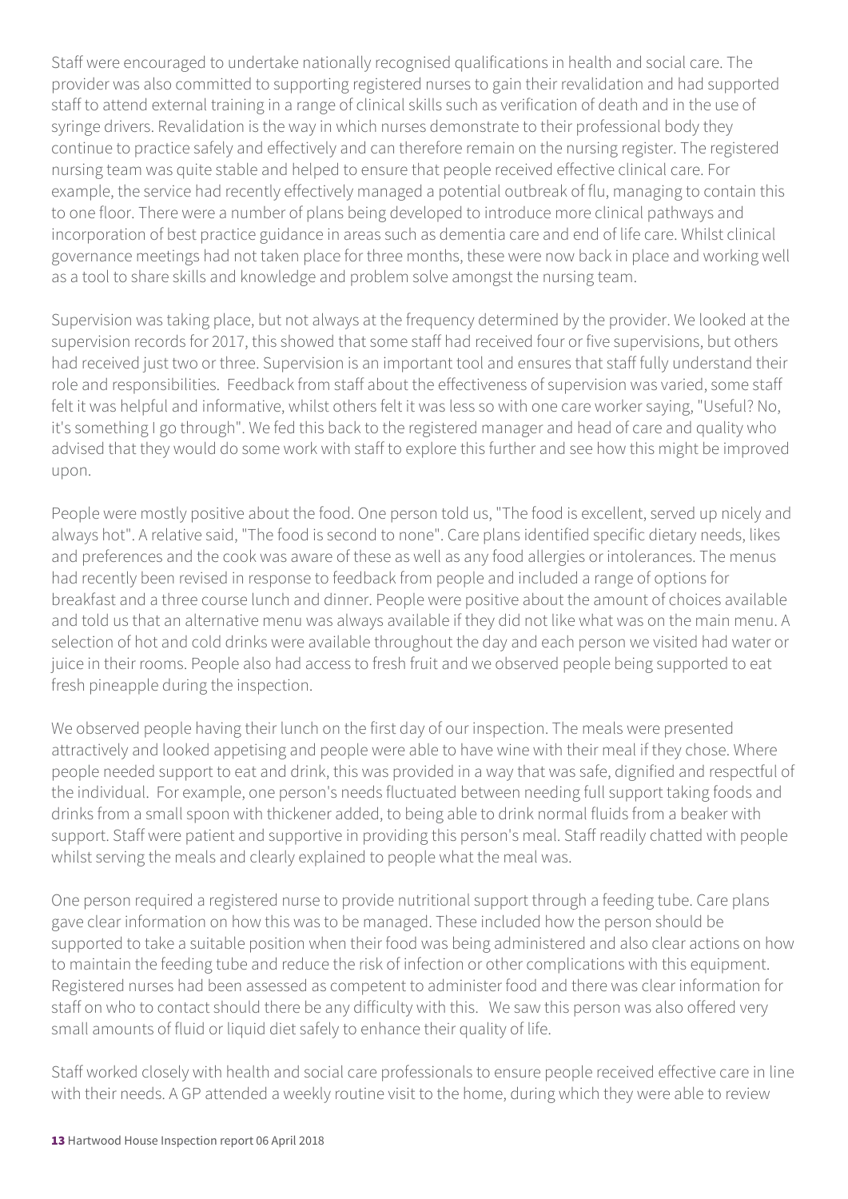Staff were encouraged to undertake nationally recognised qualifications in health and social care. The provider was also committed to supporting registered nurses to gain their revalidation and had supported staff to attend external training in a range of clinical skills such as verification of death and in the use of syringe drivers. Revalidation is the way in which nurses demonstrate to their professional body they continue to practice safely and effectively and can therefore remain on the nursing register. The registered nursing team was quite stable and helped to ensure that people received effective clinical care. For example, the service had recently effectively managed a potential outbreak of flu, managing to contain this to one floor. There were a number of plans being developed to introduce more clinical pathways and incorporation of best practice guidance in areas such as dementia care and end of life care. Whilst clinical governance meetings had not taken place for three months, these were now back in place and working well as a tool to share skills and knowledge and problem solve amongst the nursing team.

Supervision was taking place, but not always at the frequency determined by the provider. We looked at the supervision records for 2017, this showed that some staff had received four or five supervisions, but others had received just two or three. Supervision is an important tool and ensures that staff fully understand their role and responsibilities. Feedback from staff about the effectiveness of supervision was varied, some staff felt it was helpful and informative, whilst others felt it was less so with one care worker saying, "Useful? No, it's something I go through". We fed this back to the registered manager and head of care and quality who advised that they would do some work with staff to explore this further and see how this might be improved upon.

People were mostly positive about the food. One person told us, "The food is excellent, served up nicely and always hot". A relative said, "The food is second to none". Care plans identified specific dietary needs, likes and preferences and the cook was aware of these as well as any food allergies or intolerances. The menus had recently been revised in response to feedback from people and included a range of options for breakfast and a three course lunch and dinner. People were positive about the amount of choices available and told us that an alternative menu was always available if they did not like what was on the main menu. A selection of hot and cold drinks were available throughout the day and each person we visited had water or juice in their rooms. People also had access to fresh fruit and we observed people being supported to eat fresh pineapple during the inspection.

We observed people having their lunch on the first day of our inspection. The meals were presented attractively and looked appetising and people were able to have wine with their meal if they chose. Where people needed support to eat and drink, this was provided in a way that was safe, dignified and respectful of the individual. For example, one person's needs fluctuated between needing full support taking foods and drinks from a small spoon with thickener added, to being able to drink normal fluids from a beaker with support. Staff were patient and supportive in providing this person's meal. Staff readily chatted with people whilst serving the meals and clearly explained to people what the meal was.

One person required a registered nurse to provide nutritional support through a feeding tube. Care plans gave clear information on how this was to be managed. These included how the person should be supported to take a suitable position when their food was being administered and also clear actions on how to maintain the feeding tube and reduce the risk of infection or other complications with this equipment. Registered nurses had been assessed as competent to administer food and there was clear information for staff on who to contact should there be any difficulty with this. We saw this person was also offered very small amounts of fluid or liquid diet safely to enhance their quality of life.

Staff worked closely with health and social care professionals to ensure people received effective care in line with their needs. A GP attended a weekly routine visit to the home, during which they were able to review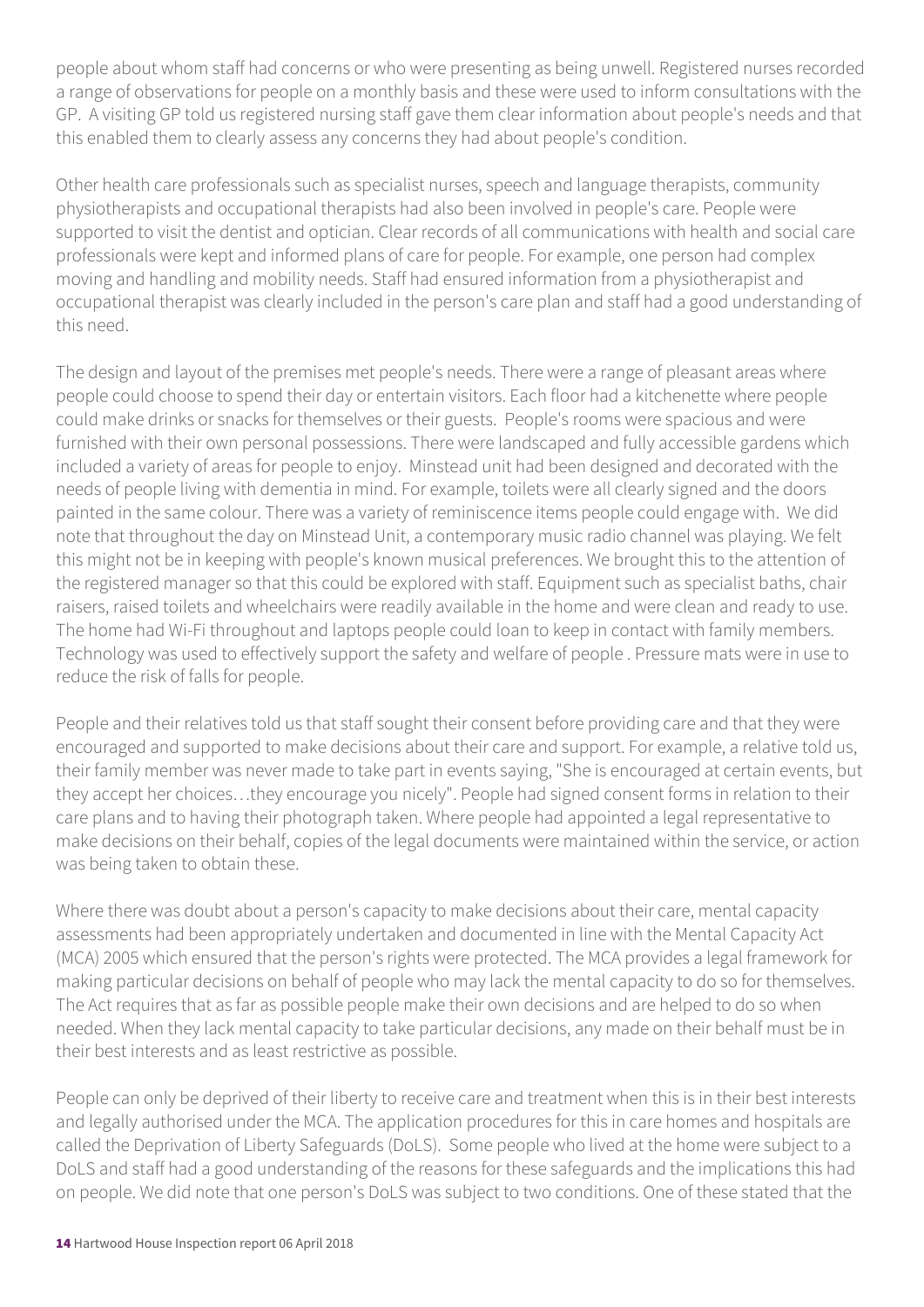people about whom staff had concerns or who were presenting as being unwell. Registered nurses recorded a range of observations for people on a monthly basis and these were used to inform consultations with the GP. A visiting GP told us registered nursing staff gave them clear information about people's needs and that this enabled them to clearly assess any concerns they had about people's condition.

Other health care professionals such as specialist nurses, speech and language therapists, community physiotherapists and occupational therapists had also been involved in people's care. People were supported to visit the dentist and optician. Clear records of all communications with health and social care professionals were kept and informed plans of care for people. For example, one person had complex moving and handling and mobility needs. Staff had ensured information from a physiotherapist and occupational therapist was clearly included in the person's care plan and staff had a good understanding of this need.

The design and layout of the premises met people's needs. There were a range of pleasant areas where people could choose to spend their day or entertain visitors. Each floor had a kitchenette where people could make drinks or snacks for themselves or their guests. People's rooms were spacious and were furnished with their own personal possessions. There were landscaped and fully accessible gardens which included a variety of areas for people to enjoy. Minstead unit had been designed and decorated with the needs of people living with dementia in mind. For example, toilets were all clearly signed and the doors painted in the same colour. There was a variety of reminiscence items people could engage with. We did note that throughout the day on Minstead Unit, a contemporary music radio channel was playing. We felt this might not be in keeping with people's known musical preferences. We brought this to the attention of the registered manager so that this could be explored with staff. Equipment such as specialist baths, chair raisers, raised toilets and wheelchairs were readily available in the home and were clean and ready to use. The home had Wi-Fi throughout and laptops people could loan to keep in contact with family members. Technology was used to effectively support the safety and welfare of people . Pressure mats were in use to reduce the risk of falls for people.

People and their relatives told us that staff sought their consent before providing care and that they were encouraged and supported to make decisions about their care and support. For example, a relative told us, their family member was never made to take part in events saying, "She is encouraged at certain events, but they accept her choices…they encourage you nicely". People had signed consent forms in relation to their care plans and to having their photograph taken. Where people had appointed a legal representative to make decisions on their behalf, copies of the legal documents were maintained within the service, or action was being taken to obtain these.

Where there was doubt about a person's capacity to make decisions about their care, mental capacity assessments had been appropriately undertaken and documented in line with the Mental Capacity Act (MCA) 2005 which ensured that the person's rights were protected. The MCA provides a legal framework for making particular decisions on behalf of people who may lack the mental capacity to do so for themselves. The Act requires that as far as possible people make their own decisions and are helped to do so when needed. When they lack mental capacity to take particular decisions, any made on their behalf must be in their best interests and as least restrictive as possible.

People can only be deprived of their liberty to receive care and treatment when this is in their best interests and legally authorised under the MCA. The application procedures for this in care homes and hospitals are called the Deprivation of Liberty Safeguards (DoLS). Some people who lived at the home were subject to a DoLS and staff had a good understanding of the reasons for these safeguards and the implications this had on people. We did note that one person's DoLS was subject to two conditions. One of these stated that the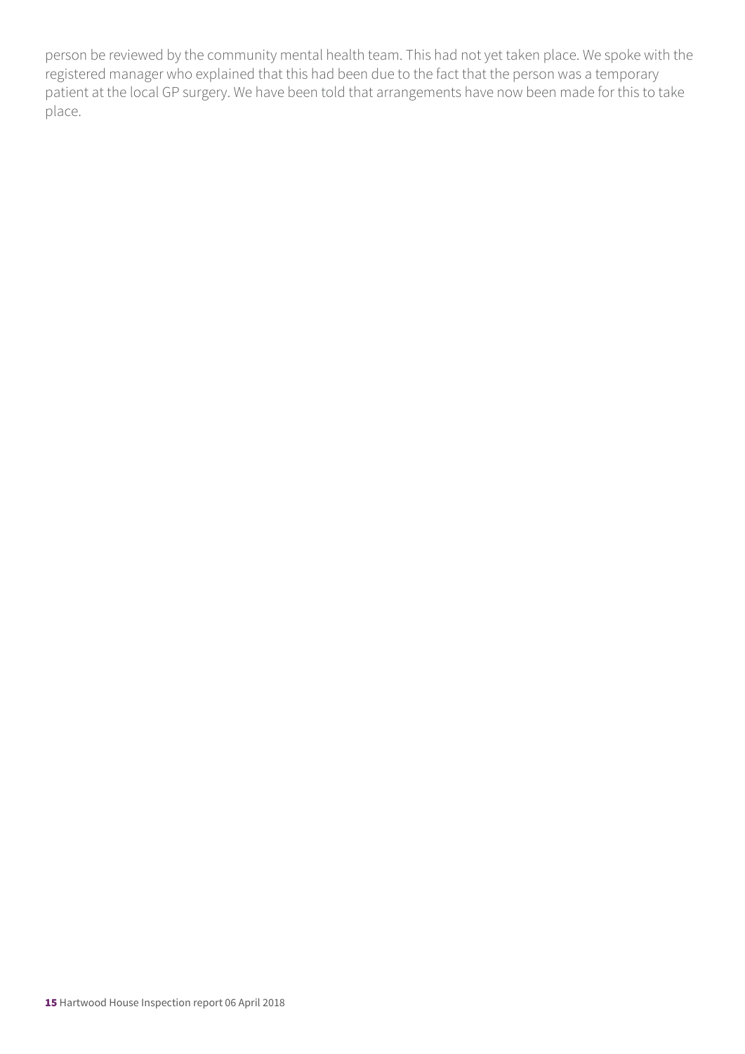person be reviewed by the community mental health team. This had not yet taken place. We spoke with the registered manager who explained that this had been due to the fact that the person was a temporary patient at the local GP surgery. We have been told that arrangements have now been made for this to take place.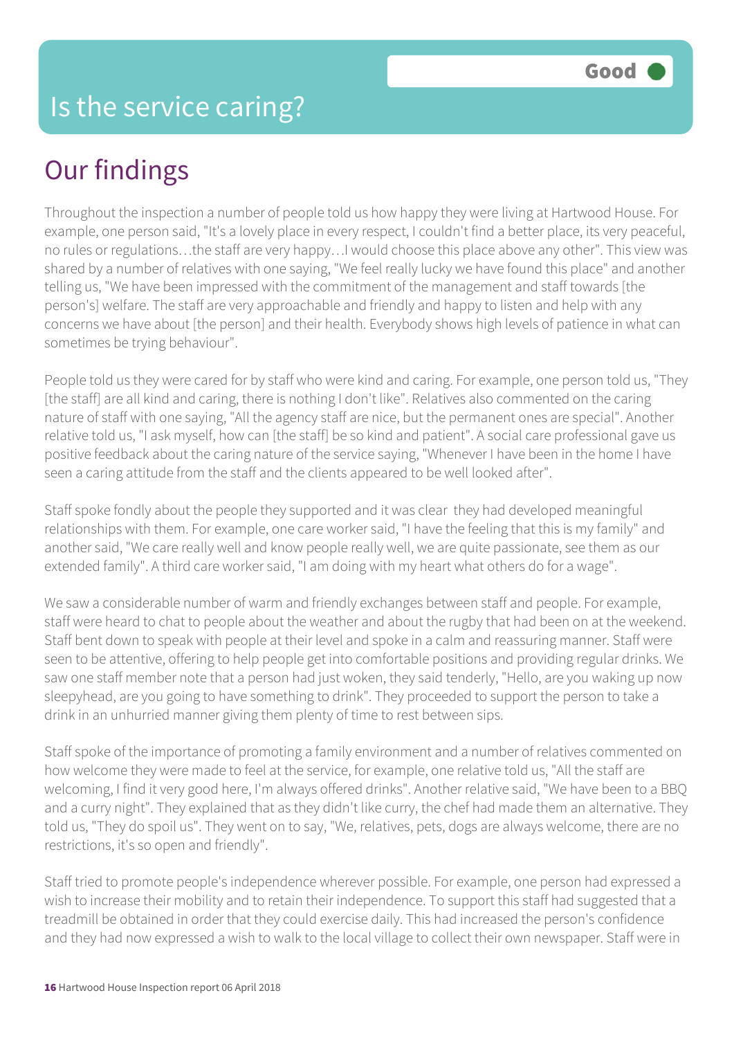# Is the service caring?

Good

## Our findings

Throughout the inspection a number of people told us how happy they were living at Hartwood House. For example, one person said, "It's a lovely place in every respect, I couldn't find a better place, its very peaceful, no rules or regulations…the staff are very happy…I would choose this place above any other". This view was shared by a number of relatives with one saying, "We feel really lucky we have found this place" and another telling us, "We have been impressed with the commitment of the management and staff towards [the person's] welfare. The staff are very approachable and friendly and happy to listen and help with any concerns we have about [the person] and their health. Everybody shows high levels of patience in what can sometimes be trying behaviour".

People told us they were cared for by staff who were kind and caring. For example, one person told us, "They [the staff] are all kind and caring, there is nothing I don't like". Relatives also commented on the caring nature of staff with one saying, "All the agency staff are nice, but the permanent ones are special". Another relative told us, "I ask myself, how can [the staff] be so kind and patient". A social care professional gave us positive feedback about the caring nature of the service saying, "Whenever I have been in the home I have seen a caring attitude from the staff and the clients appeared to be well looked after".

Staff spoke fondly about the people they supported and it was clear they had developed meaningful relationships with them. For example, one care worker said, "I have the feeling that this is my family" and another said, "We care really well and know people really well, we are quite passionate, see them as our extended family". A third care worker said, "I am doing with my heart what others do for a wage".

We saw a considerable number of warm and friendly exchanges between staff and people. For example, staff were heard to chat to people about the weather and about the rugby that had been on at the weekend. Staff bent down to speak with people at their level and spoke in a calm and reassuring manner. Staff were seen to be attentive, offering to help people get into comfortable positions and providing regular drinks. We saw one staff member note that a person had just woken, they said tenderly, "Hello, are you waking up now sleepyhead, are you going to have something to drink". They proceeded to support the person to take a drink in an unhurried manner giving them plenty of time to rest between sips.

Staff spoke of the importance of promoting a family environment and a number of relatives commented on how welcome they were made to feel at the service, for example, one relative told us, "All the staff are welcoming, I find it very good here, I'm always offered drinks". Another relative said, "We have been to a BBQ and a curry night". They explained that as they didn't like curry, the chef had made them an alternative. They told us, "They do spoil us". They went on to say, "We, relatives, pets, dogs are always welcome, there are no restrictions, it's so open and friendly".

Staff tried to promote people's independence wherever possible. For example, one person had expressed a wish to increase their mobility and to retain their independence. To support this staff had suggested that a treadmill be obtained in order that they could exercise daily. This had increased the person's confidence and they had now expressed a wish to walk to the local village to collect their own newspaper. Staff were in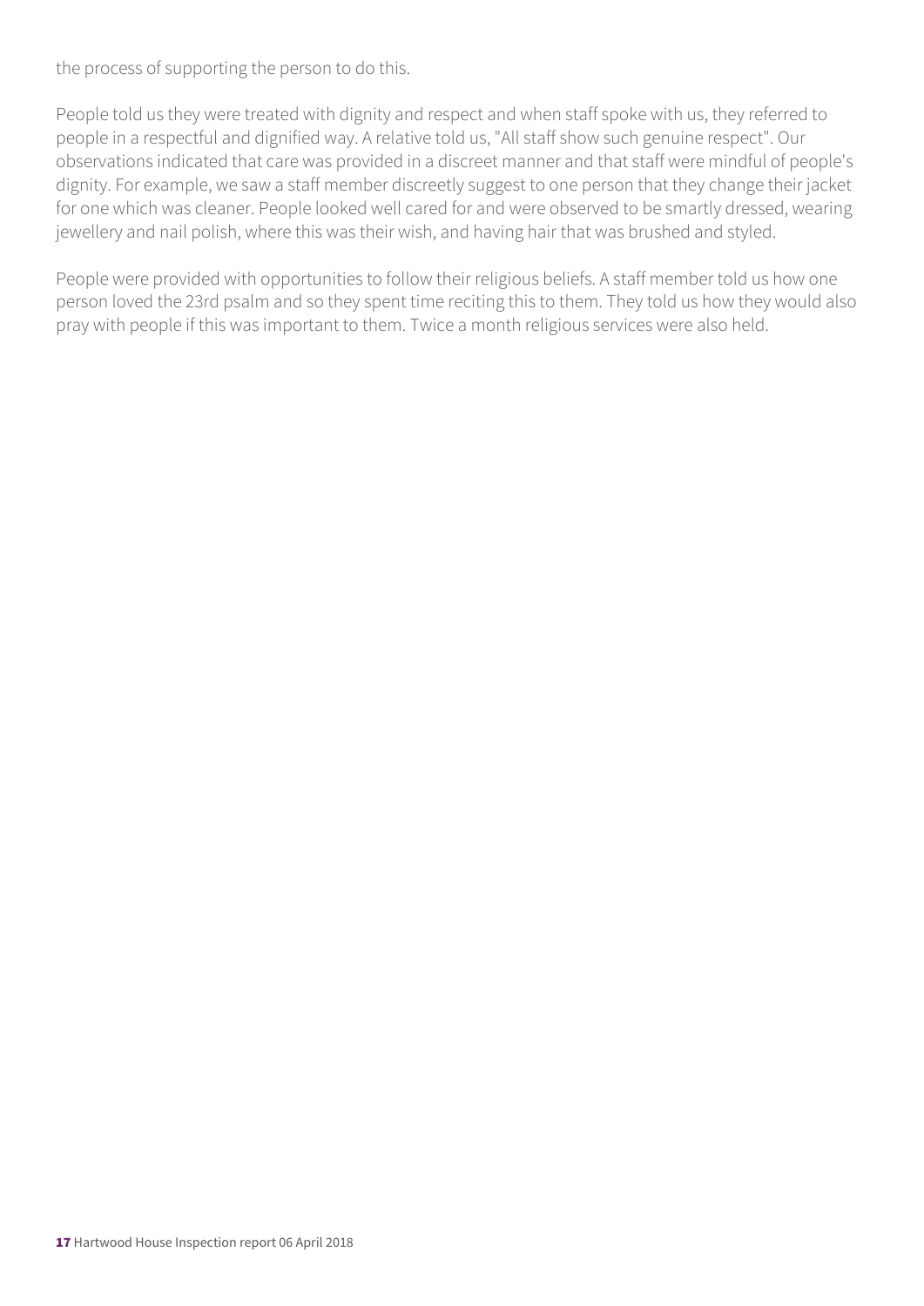the process of supporting the person to do this.

People told us they were treated with dignity and respect and when staff spoke with us, they referred to people in a respectful and dignified way. A relative told us, "All staff show such genuine respect". Our observations indicated that care was provided in a discreet manner and that staff were mindful of people's dignity. For example, we saw a staff member discreetly suggest to one person that they change their jacket for one which was cleaner. People looked well cared for and were observed to be smartly dressed, wearing jewellery and nail polish, where this was their wish, and having hair that was brushed and styled.

People were provided with opportunities to follow their religious beliefs. A staff member told us how one person loved the 23rd psalm and so they spent time reciting this to them. They told us how they would also pray with people if this was important to them. Twice a month religious services were also held.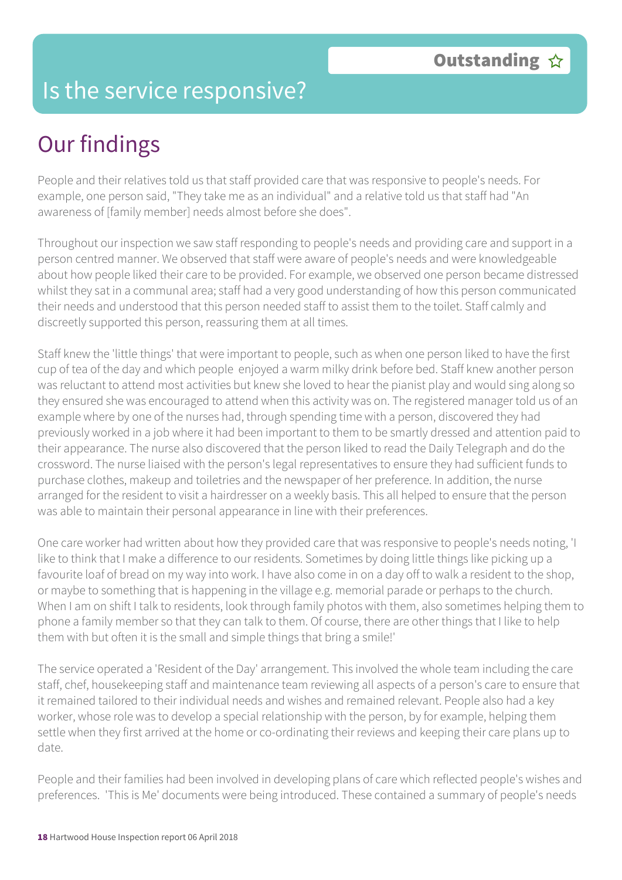# Is the service responsive?

**Outstanding ☆**

## Our findings

People and their relatives told us that staff provided care that was responsive to people's needs. For example, one person said, "They take me as an individual" and a relative told us that staff had "An awareness of [family member] needs almost before she does".

Throughout our inspection we saw staff responding to people's needs and providing care and support in a person centred manner. We observed that staff were aware of people's needs and were knowledgeable about how people liked their care to be provided. For example, we observed one person became distressed whilst they sat in a communal area; staff had a very good understanding of how this person communicated their needs and understood that this person needed staff to assist them to the toilet. Staff calmly and discreetly supported this person, reassuring them at all times.

Staff knew the 'little things' that were important to people, such as when one person liked to have the first cup of tea of the day and which people enjoyed a warm milky drink before bed. Staff knew another person was reluctant to attend most activities but knew she loved to hear the pianist play and would sing along so they ensured she was encouraged to attend when this activity was on. The registered manager told us of an example where by one of the nurses had, through spending time with a person, discovered they had previously worked in a job where it had been important to them to be smartly dressed and attention paid to their appearance. The nurse also discovered that the person liked to read the Daily Telegraph and do the crossword. The nurse liaised with the person's legal representatives to ensure they had sufficient funds to purchase clothes, makeup and toiletries and the newspaper of her preference. In addition, the nurse arranged for the resident to visit a hairdresser on a weekly basis. This all helped to ensure that the person was able to maintain their personal appearance in line with their preferences.

One care worker had written about how they provided care that was responsive to people's needs noting, 'I like to think that I make a difference to our residents. Sometimes by doing little things like picking up a favourite loaf of bread on my way into work. I have also come in on a day off to walk a resident to the shop, or maybe to something that is happening in the village e.g. memorial parade or perhaps to the church. When I am on shift I talk to residents, look through family photos with them, also sometimes helping them to phone a family member so that they can talk to them. Of course, there are other things that I like to help them with but often it is the small and simple things that bring a smile!'

The service operated a 'Resident of the Day' arrangement. This involved the whole team including the care staff, chef, housekeeping staff and maintenance team reviewing all aspects of a person's care to ensure that it remained tailored to their individual needs and wishes and remained relevant. People also had a key worker, whose role was to develop a special relationship with the person, by for example, helping them settle when they first arrived at the home or co-ordinating their reviews and keeping their care plans up to date.

People and their families had been involved in developing plans of care which reflected people's wishes and preferences. 'This is Me' documents were being introduced. These contained a summary of people's needs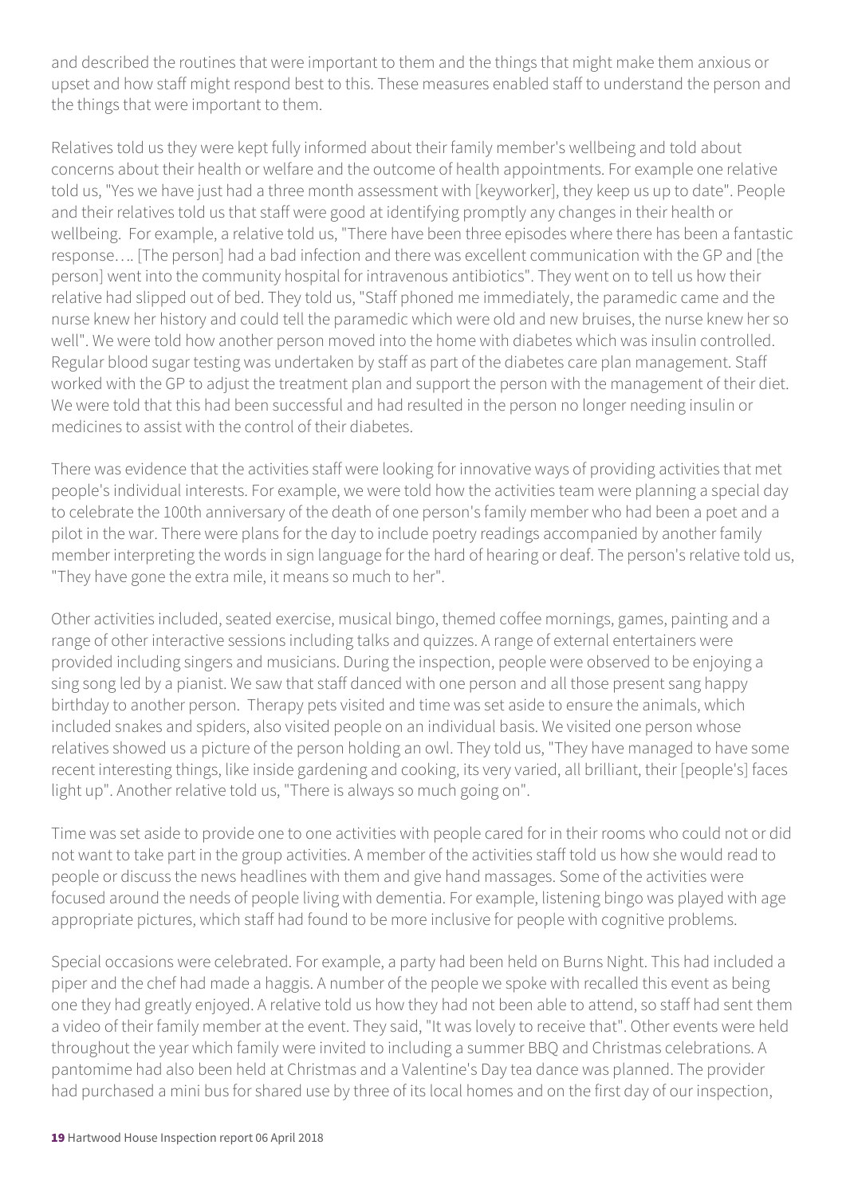and described the routines that were important to them and the things that might make them anxious or upset and how staff might respond best to this. These measures enabled staff to understand the person and the things that were important to them.

Relatives told us they were kept fully informed about their family member's wellbeing and told about concerns about their health or welfare and the outcome of health appointments. For example one relative told us, "Yes we have just had a three month assessment with [keyworker], they keep us up to date". People and their relatives told us that staff were good at identifying promptly any changes in their health or wellbeing. For example, a relative told us, "There have been three episodes where there has been a fantastic response…. [The person] had a bad infection and there was excellent communication with the GP and [the person] went into the community hospital for intravenous antibiotics". They went on to tell us how their relative had slipped out of bed. They told us, "Staff phoned me immediately, the paramedic came and the nurse knew her history and could tell the paramedic which were old and new bruises, the nurse knew her so well". We were told how another person moved into the home with diabetes which was insulin controlled. Regular blood sugar testing was undertaken by staff as part of the diabetes care plan management. Staff worked with the GP to adjust the treatment plan and support the person with the management of their diet. We were told that this had been successful and had resulted in the person no longer needing insulin or medicines to assist with the control of their diabetes.

There was evidence that the activities staff were looking for innovative ways of providing activities that met people's individual interests. For example, we were told how the activities team were planning a special day to celebrate the 100th anniversary of the death of one person's family member who had been a poet and a pilot in the war. There were plans for the day to include poetry readings accompanied by another family member interpreting the words in sign language for the hard of hearing or deaf. The person's relative told us, "They have gone the extra mile, it means so much to her".

Other activities included, seated exercise, musical bingo, themed coffee mornings, games, painting and a range of other interactive sessions including talks and quizzes. A range of external entertainers were provided including singers and musicians. During the inspection, people were observed to be enjoying a sing song led by a pianist. We saw that staff danced with one person and all those present sang happy birthday to another person. Therapy pets visited and time was set aside to ensure the animals, which included snakes and spiders, also visited people on an individual basis. We visited one person whose relatives showed us a picture of the person holding an owl. They told us, "They have managed to have some recent interesting things, like inside gardening and cooking, its very varied, all brilliant, their [people's] faces light up". Another relative told us, "There is always so much going on".

Time was set aside to provide one to one activities with people cared for in their rooms who could not or did not want to take part in the group activities. A member of the activities staff told us how she would read to people or discuss the news headlines with them and give hand massages. Some of the activities were focused around the needs of people living with dementia. For example, listening bingo was played with age appropriate pictures, which staff had found to be more inclusive for people with cognitive problems.

Special occasions were celebrated. For example, a party had been held on Burns Night. This had included a piper and the chef had made a haggis. A number of the people we spoke with recalled this event as being one they had greatly enjoyed. A relative told us how they had not been able to attend, so staff had sent them a video of their family member at the event. They said, "It was lovely to receive that". Other events were held throughout the year which family were invited to including a summer BBQ and Christmas celebrations. A pantomime had also been held at Christmas and a Valentine's Day tea dance was planned. The provider had purchased a mini bus for shared use by three of its local homes and on the first day of our inspection,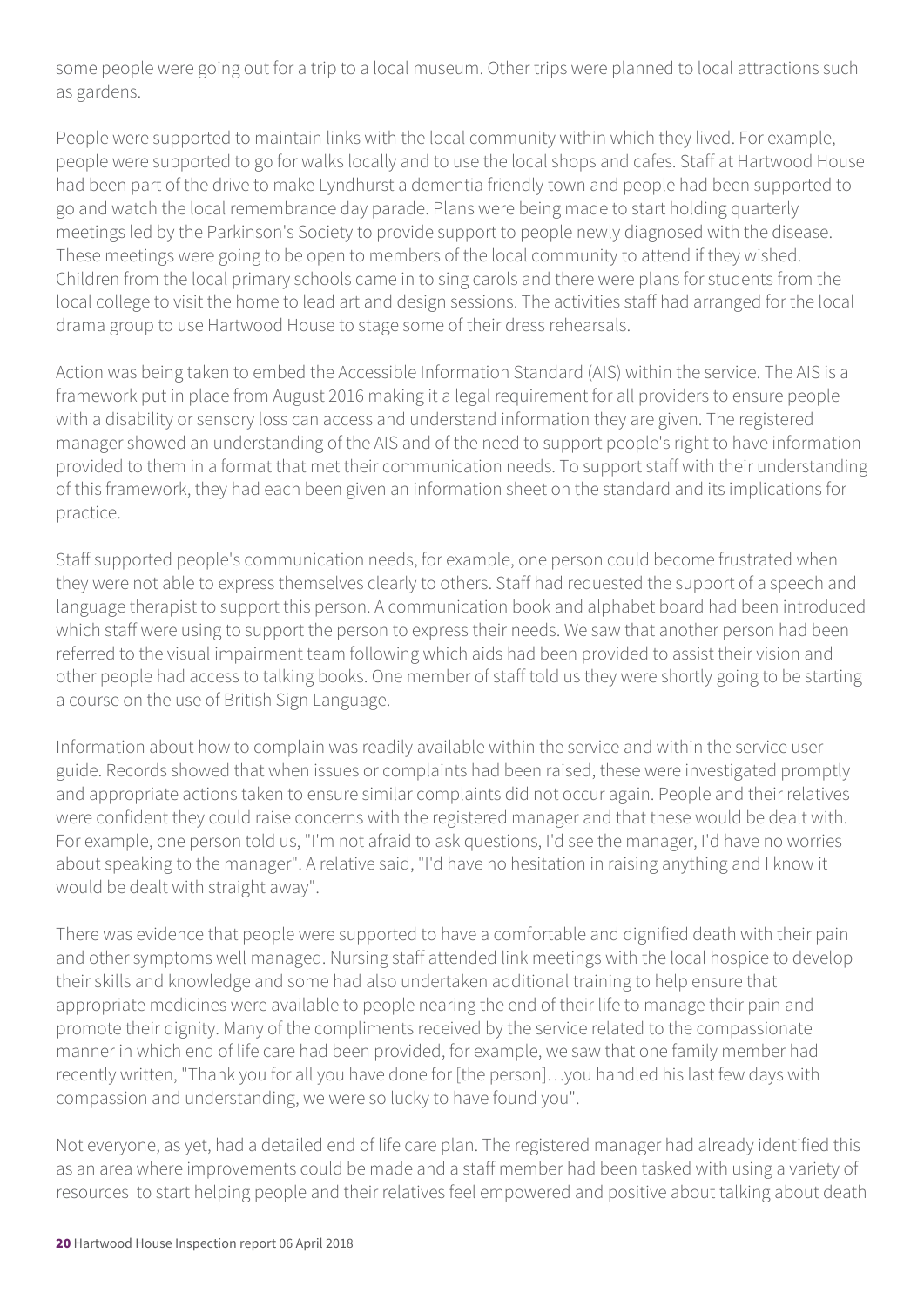some people were going out for a trip to a local museum. Other trips were planned to local attractions such as gardens.

People were supported to maintain links with the local community within which they lived. For example, people were supported to go for walks locally and to use the local shops and cafes. Staff at Hartwood House had been part of the drive to make Lyndhurst a dementia friendly town and people had been supported to go and watch the local remembrance day parade. Plans were being made to start holding quarterly meetings led by the Parkinson's Society to provide support to people newly diagnosed with the disease. These meetings were going to be open to members of the local community to attend if they wished. Children from the local primary schools came in to sing carols and there were plans for students from the local college to visit the home to lead art and design sessions. The activities staff had arranged for the local drama group to use Hartwood House to stage some of their dress rehearsals.

Action was being taken to embed the Accessible Information Standard (AIS) within the service. The AIS is a framework put in place from August 2016 making it a legal requirement for all providers to ensure people with a disability or sensory loss can access and understand information they are given. The registered manager showed an understanding of the AIS and of the need to support people's right to have information provided to them in a format that met their communication needs. To support staff with their understanding of this framework, they had each been given an information sheet on the standard and its implications for practice.

Staff supported people's communication needs, for example, one person could become frustrated when they were not able to express themselves clearly to others. Staff had requested the support of a speech and language therapist to support this person. A communication book and alphabet board had been introduced which staff were using to support the person to express their needs. We saw that another person had been referred to the visual impairment team following which aids had been provided to assist their vision and other people had access to talking books. One member of staff told us they were shortly going to be starting a course on the use of British Sign Language.

Information about how to complain was readily available within the service and within the service user guide. Records showed that when issues or complaints had been raised, these were investigated promptly and appropriate actions taken to ensure similar complaints did not occur again. People and their relatives were confident they could raise concerns with the registered manager and that these would be dealt with. For example, one person told us, "I'm not afraid to ask questions, I'd see the manager, I'd have no worries about speaking to the manager". A relative said, "I'd have no hesitation in raising anything and I know it would be dealt with straight away".

There was evidence that people were supported to have a comfortable and dignified death with their pain and other symptoms well managed. Nursing staff attended link meetings with the local hospice to develop their skills and knowledge and some had also undertaken additional training to help ensure that appropriate medicines were available to people nearing the end of their life to manage their pain and promote their dignity. Many of the compliments received by the service related to the compassionate manner in which end of life care had been provided, for example, we saw that one family member had recently written, "Thank you for all you have done for [the person]…you handled his last few days with compassion and understanding, we were so lucky to have found you".

Not everyone, as yet, had a detailed end of life care plan. The registered manager had already identified this as an area where improvements could be made and a staff member had been tasked with using a variety of resources to start helping people and their relatives feel empowered and positive about talking about death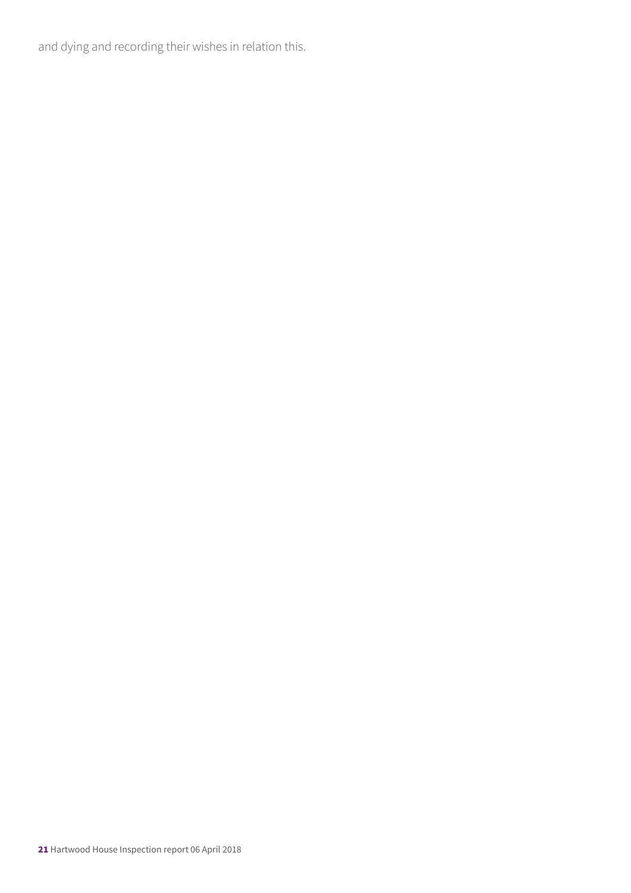and dying and recording their wishes in relation this.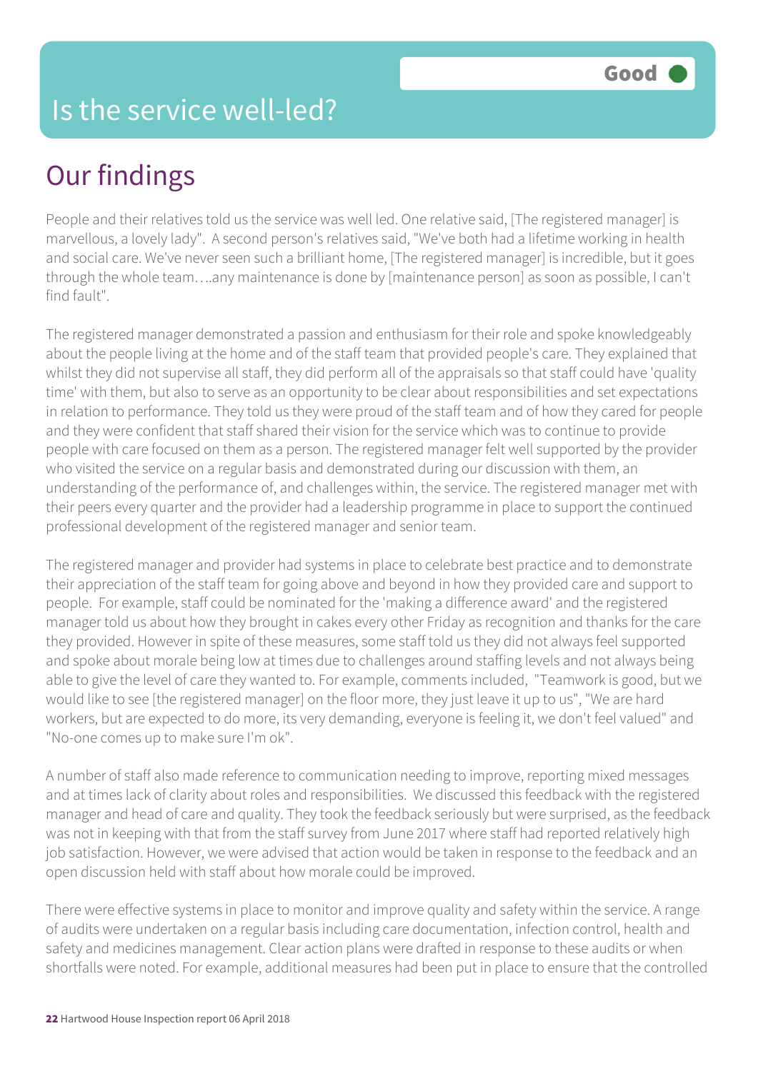# Is the service well-led?

**Good**

## Our findings

People and their relatives told us the service was well led. One relative said, [The registered manager] is marvellous, a lovely lady". A second person's relatives said, "We've both had a lifetime working in health and social care. We've never seen such a brilliant home, [The registered manager] is incredible, but it goes through the whole team….any maintenance is done by [maintenance person] as soon as possible, I can't find fault".

The registered manager demonstrated a passion and enthusiasm for their role and spoke knowledgeably about the people living at the home and of the staff team that provided people's care. They explained that whilst they did not supervise all staff, they did perform all of the appraisals so that staff could have 'quality time' with them, but also to serve as an opportunity to be clear about responsibilities and set expectations in relation to performance. They told us they were proud of the staff team and of how they cared for people and they were confident that staff shared their vision for the service which was to continue to provide people with care focused on them as a person. The registered manager felt well supported by the provider who visited the service on a regular basis and demonstrated during our discussion with them, an understanding of the performance of, and challenges within, the service. The registered manager met with their peers every quarter and the provider had a leadership programme in place to support the continued professional development of the registered manager and senior team.

The registered manager and provider had systems in place to celebrate best practice and to demonstrate their appreciation of the staff team for going above and beyond in how they provided care and support to people. For example, staff could be nominated for the 'making a difference award' and the registered manager told us about how they brought in cakes every other Friday as recognition and thanks for the care they provided. However in spite of these measures, some staff told us they did not always feel supported and spoke about morale being low at times due to challenges around staffing levels and not always being able to give the level of care they wanted to. For example, comments included, "Teamwork is good, but we would like to see [the registered manager] on the floor more, they just leave it up to us", "We are hard workers, but are expected to do more, its very demanding, everyone is feeling it, we don't feel valued" and "No-one comes up to make sure I'm ok".

A number of staff also made reference to communication needing to improve, reporting mixed messages and at times lack of clarity about roles and responsibilities. We discussed this feedback with the registered manager and head of care and quality. They took the feedback seriously but were surprised, as the feedback was not in keeping with that from the staff survey from June 2017 where staff had reported relatively high job satisfaction. However, we were advised that action would be taken in response to the feedback and an open discussion held with staff about how morale could be improved.

There were effective systems in place to monitor and improve quality and safety within the service. A range of audits were undertaken on a regular basis including care documentation, infection control, health and safety and medicines management. Clear action plans were drafted in response to these audits or when shortfalls were noted. For example, additional measures had been put in place to ensure that the controlled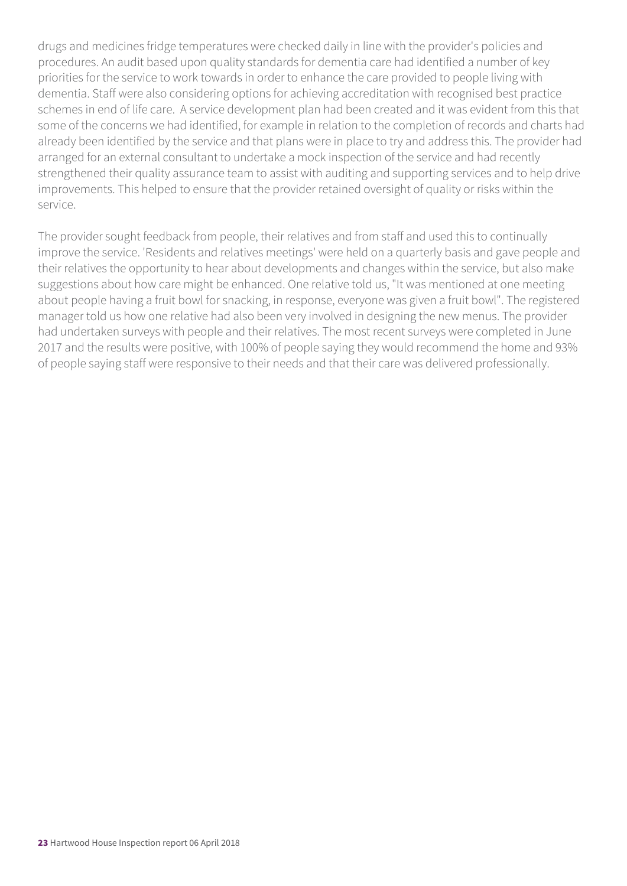drugs and medicines fridge temperatures were checked daily in line with the provider's policies and procedures. An audit based upon quality standards for dementia care had identified a number of key priorities for the service to work towards in order to enhance the care provided to people living with dementia. Staff were also considering options for achieving accreditation with recognised best practice schemes in end of life care. A service development plan had been created and it was evident from this that some of the concerns we had identified, for example in relation to the completion of records and charts had already been identified by the service and that plans were in place to try and address this. The provider had arranged for an external consultant to undertake a mock inspection of the service and had recently strengthened their quality assurance team to assist with auditing and supporting services and to help drive improvements. This helped to ensure that the provider retained oversight of quality or risks within the service.

The provider sought feedback from people, their relatives and from staff and used this to continually improve the service. 'Residents and relatives meetings' were held on a quarterly basis and gave people and their relatives the opportunity to hear about developments and changes within the service, but also make suggestions about how care might be enhanced. One relative told us, "It was mentioned at one meeting about people having a fruit bowl for snacking, in response, everyone was given a fruit bowl". The registered manager told us how one relative had also been very involved in designing the new menus. The provider had undertaken surveys with people and their relatives. The most recent surveys were completed in June 2017 and the results were positive, with 100% of people saying they would recommend the home and 93% of people saying staff were responsive to their needs and that their care was delivered professionally.